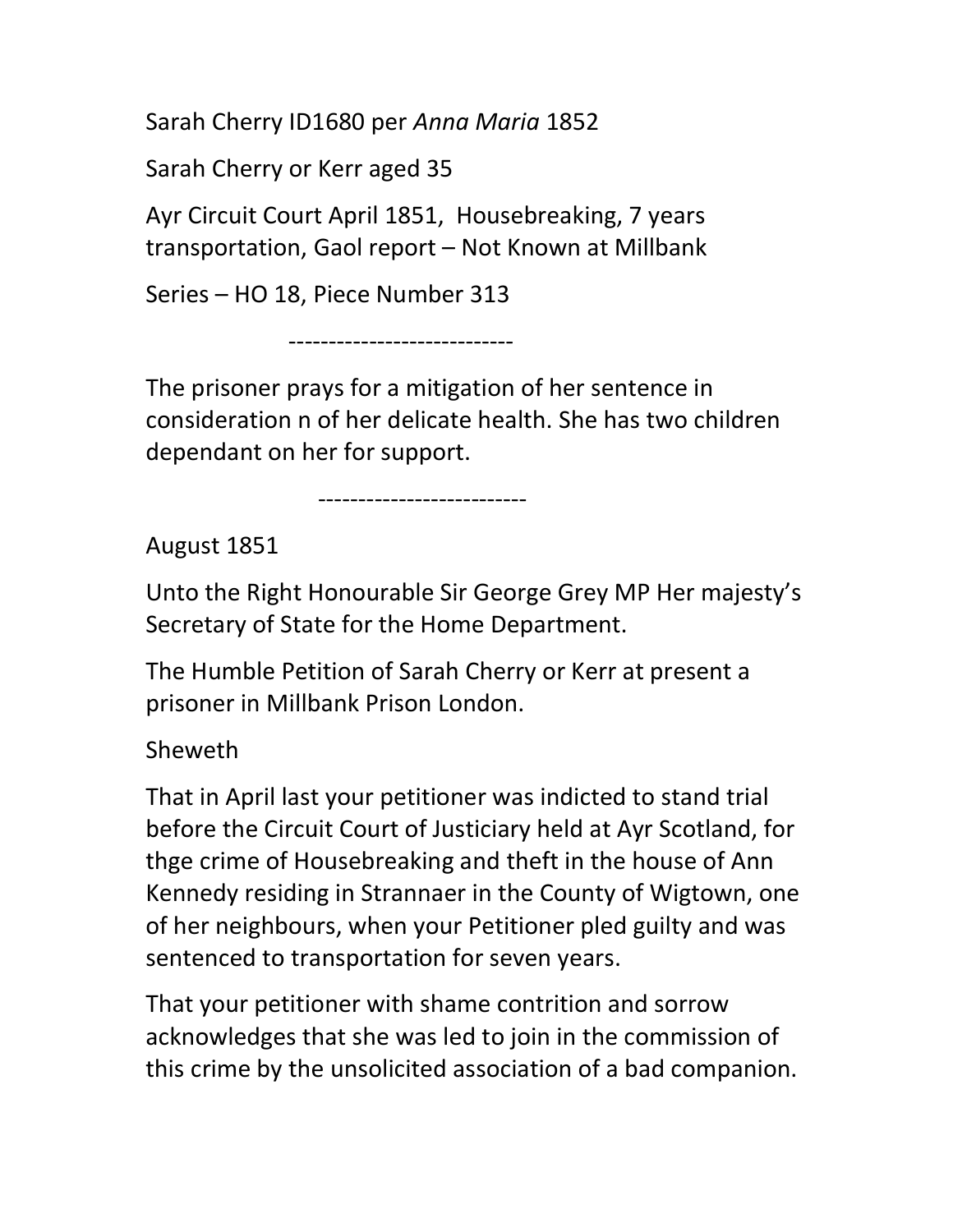Sarah Cherry ID1680 per *Anna Maria* 1852

Sarah Cherry or Kerr aged 35

Ayr Circuit Court April 1851, Housebreaking, 7 years transportation, Gaol report – Not Known at Millbank

Series – HO 18, Piece Number 313

---------------------------

The prisoner prays for a mitigation of her sentence in consideration n of her delicate health. She has two children dependant on her for support.

--------------------------

August 1851

Unto the Right Honourable Sir George Grey MP Her majesty's Secretary of State for the Home Department.

The Humble Petition of Sarah Cherry or Kerr at present a prisoner in Millbank Prison London.

Sheweth

That in April last your petitioner was indicted to stand trial before the Circuit Court of Justiciary held at Ayr Scotland, for thge crime of Housebreaking and theft in the house of Ann Kennedy residing in Strannaer in the County of Wigtown, one of her neighbours, when your Petitioner pled guilty and was sentenced to transportation for seven years.

That your petitioner with shame contrition and sorrow acknowledges that she was led to join in the commission of this crime by the unsolicited association of a bad companion.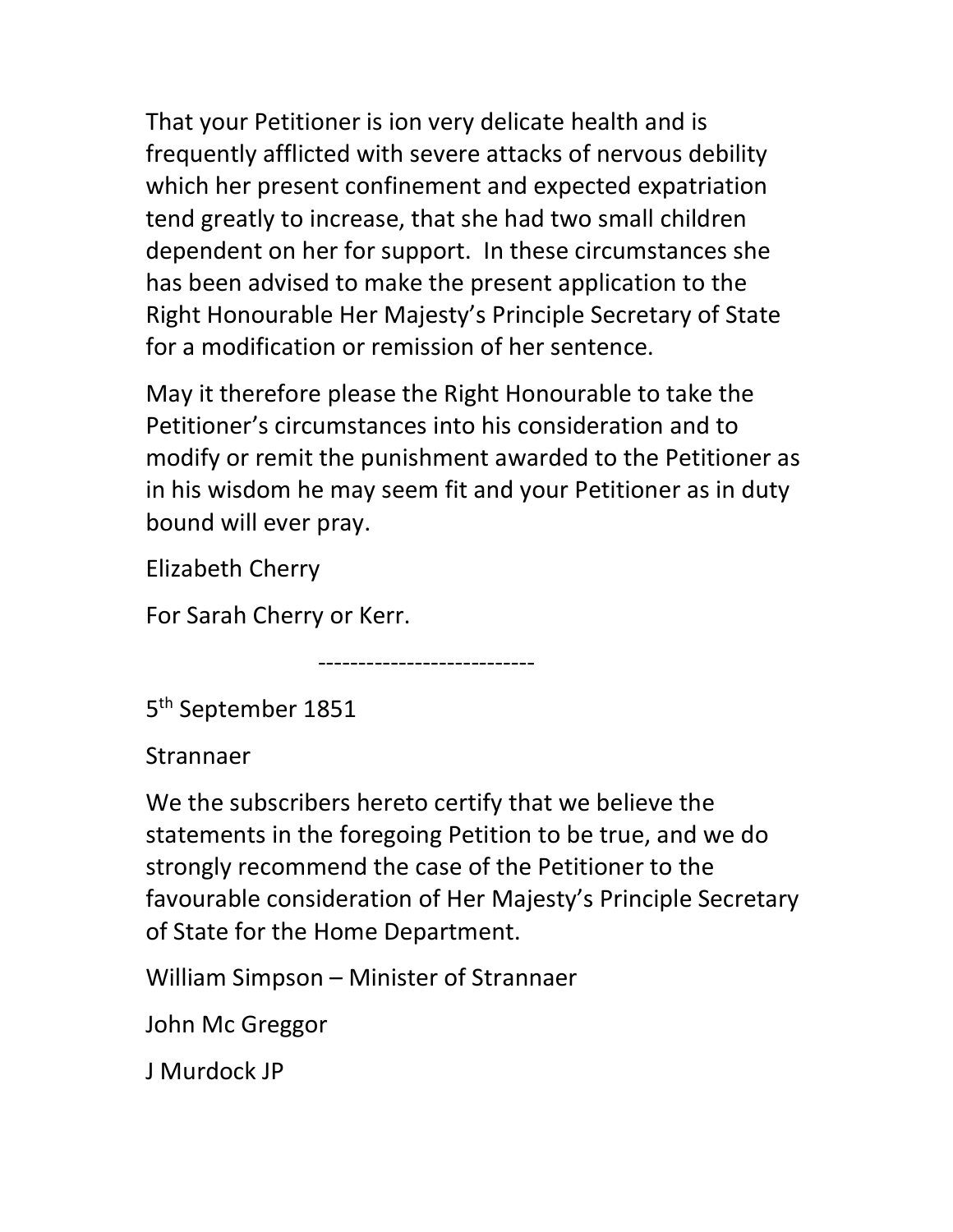That your Petitioner is ion very delicate health and is frequently afflicted with severe attacks of nervous debility which her present confinement and expected expatriation tend greatly to increase, that she had two small children dependent on her for support. In these circumstances she has been advised to make the present application to the Right Honourable Her Majesty's Principle Secretary of State for a modification or remission of her sentence.

May it therefore please the Right Honourable to take the Petitioner's circumstances into his consideration and to modify or remit the punishment awarded to the Petitioner as in his wisdom he may seem fit and your Petitioner as in duty bound will ever pray.

Elizabeth Cherry

For Sarah Cherry or Kerr.

---

5th September 1851

Strannaer

We the subscribers hereto certify that we believe the statements in the foregoing Petition to be true, and we do strongly recommend the case of the Petitioner to the favourable consideration of Her Majesty's Principle Secretary of State for the Home Department.

William Simpson – Minister of Strannaer

John Mc Greggor

J Murdock JP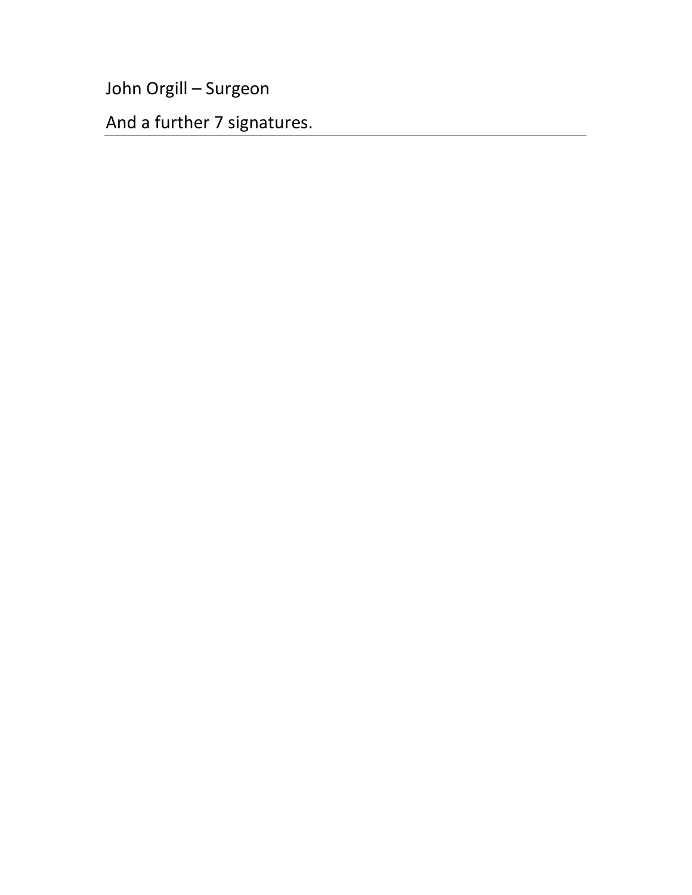John Orgill – Surgeon

And a further 7 signatures.

---